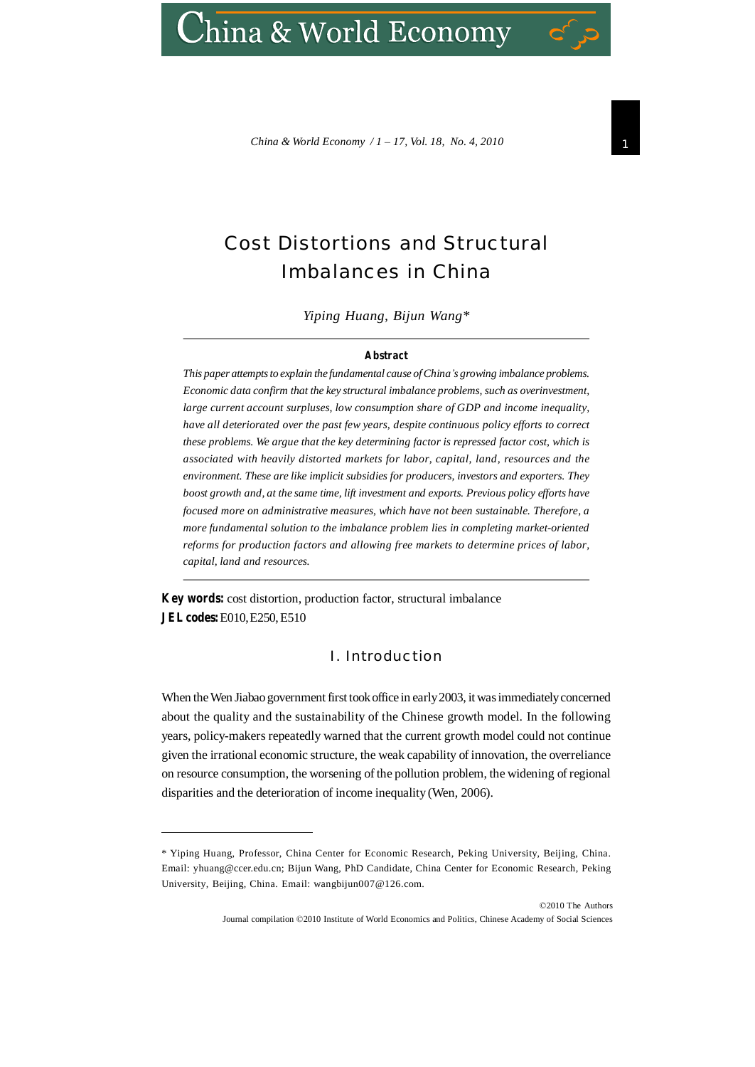# Cost Distortions and Structural Imbalances in China

*Yiping Huang, Bijun Wang**

**Abstract**

*This paper attempts to explain the fundamental cause of China's growing imbalance problems. Economic data confirm that the key structural imbalance problems, such as overinvestment, large current account surpluses, low consumption share of GDP and income inequality, have all deteriorated over the past few years, despite continuous policy efforts to correct these problems. We argue that the key determining factor is repressed factor cost, which is associated with heavily distorted markets for labor, capital, land, resources and the environment. These are like implicit subsidies for producers, investors and exporters. They boost growth and, at the same time, lift investment and exports. Previous policy efforts have focused more on administrative measures, which have not been sustainable. Therefore, a more fundamental solution to the imbalance problem lies in completing market-oriented reforms for production factors and allowing free markets to determine prices of labor, capital, land and resources.*

**Key words:** cost distortion, production factor, structural imbalance

**JEL codes:** E010, E250, E510

## I. Introduction

When the Wen Jiabao government first took office in early 2003, it was immediately concerned about the quality and the sustainability of the Chinese growth model. In the following years, policy-makers repeatedly warned that the current growth model could not continue given the irrational economic structure, the weak capability of innovation, the overreliance on resource consumption, the worsening of the pollution problem, the widening of regional disparities and the deterioration of income inequality (Wen, 2006).

---

* Yiping Huang, Professor, China Center for Economic Research, Peking University, Beijing, China. Email: yhuang@ccer.edu.cn; Bijun Wang, PhD Candidate, China Center for Economic Research, Peking University, Beijing, China. Email: wangbijun007@126.com.

©2010 The Authors

Journal compilation ©2010 Institute of World Economics and Politics, Chinese Academy of Social Sciences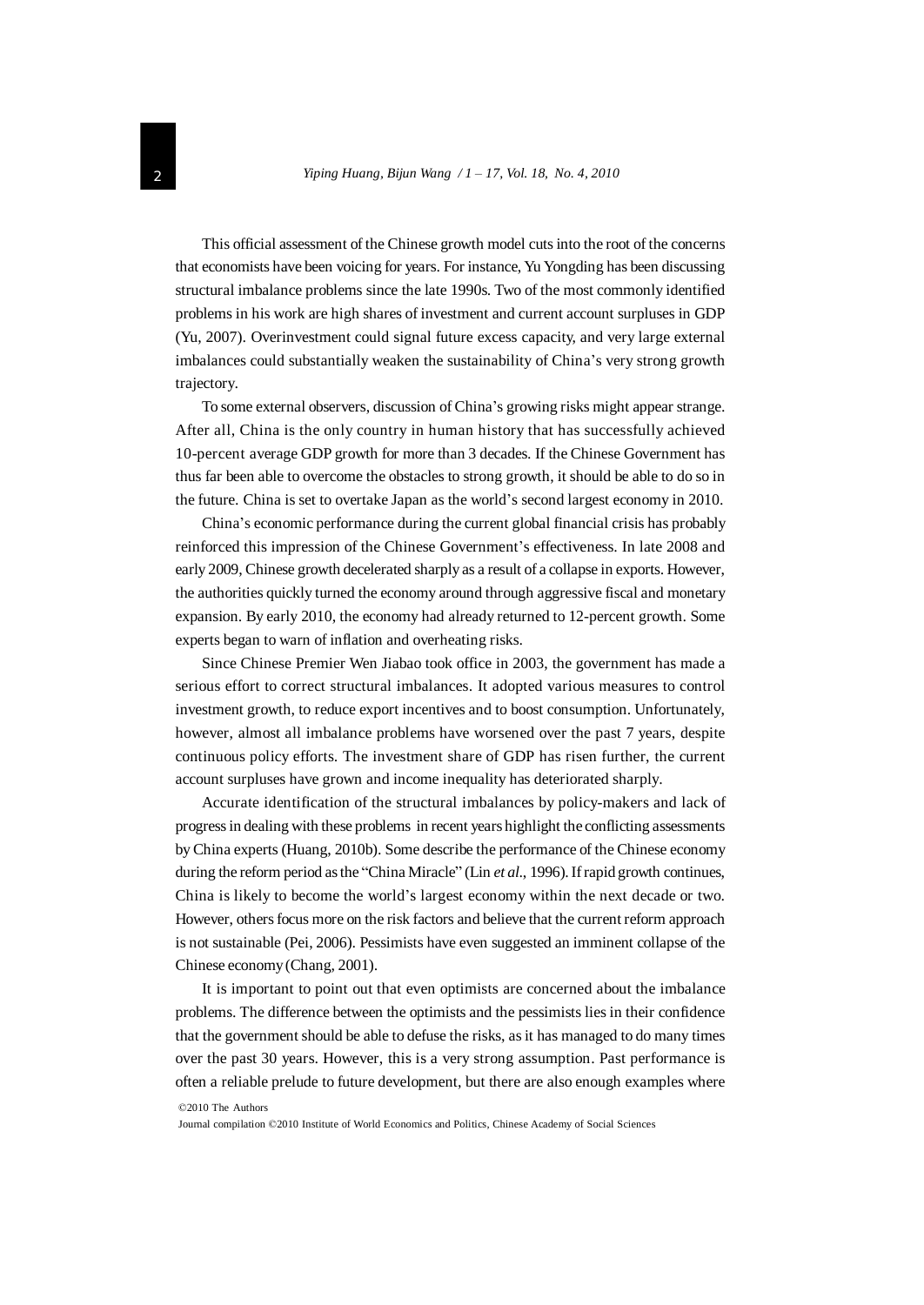This official assessment of the Chinese growth model cuts into the root of the concerns that economists have been voicing for years. For instance, Yu Yongding has been discussing structural imbalance problems since the late 1990s. Two of the most commonly identified problems in his work are high shares of investment and current account surpluses in GDP (Yu, 2007). Overinvestment could signal future excess capacity, and very large external imbalances could substantially weaken the sustainability of China's very strong growth trajectory.

To some external observers, discussion of China's growing risks might appear strange. After all, China is the only country in human history that has successfully achieved 10-percent average GDP growth for more than 3 decades. If the Chinese Government has thus far been able to overcome the obstacles to strong growth, it should be able to do so in the future. China is set to overtake Japan as the world's second largest economy in 2010.

China's economic performance during the current global financial crisis has probably reinforced this impression of the Chinese Government's effectiveness. In late 2008 and early 2009, Chinese growth decelerated sharply as a result of a collapse in exports. However, the authorities quickly turned the economy around through aggressive fiscal and monetary expansion. By early 2010, the economy had already returned to 12-percent growth. Some experts began to warn of inflation and overheating risks.

Since Chinese Premier Wen Jiabao took office in 2003, the government has made a serious effort to correct structural imbalances. It adopted various measures to control investment growth, to reduce export incentives and to boost consumption. Unfortunately, however, almost all imbalance problems have worsened over the past 7 years, despite continuous policy efforts. The investment share of GDP has risen further, the current account surpluses have grown and income inequality has deteriorated sharply.

Accurate identification of the structural imbalances by policy-makers and lack of progress in dealing with these problems in recent years highlight the conflicting assessments by China experts (Huang, 2010b). Some describe the performance of the Chinese economy during the reform period as the "China Miracle" (Lin *et al*., 1996). If rapid growth continues, China is likely to become the world's largest economy within the next decade or two. However, others focus more on the risk factors and believe that the current reform approach is not sustainable (Pei, 2006). Pessimists have even suggested an imminent collapse of the Chinese economy (Chang, 2001).

It is important to point out that even optimists are concerned about the imbalance problems. The difference between the optimists and the pessimists lies in their confidence that the government should be able to defuse the risks, as it has managed to do many times over the past 30 years. However, this is a very strong assumption. Past performance is often a reliable prelude to future development, but there are also enough examples where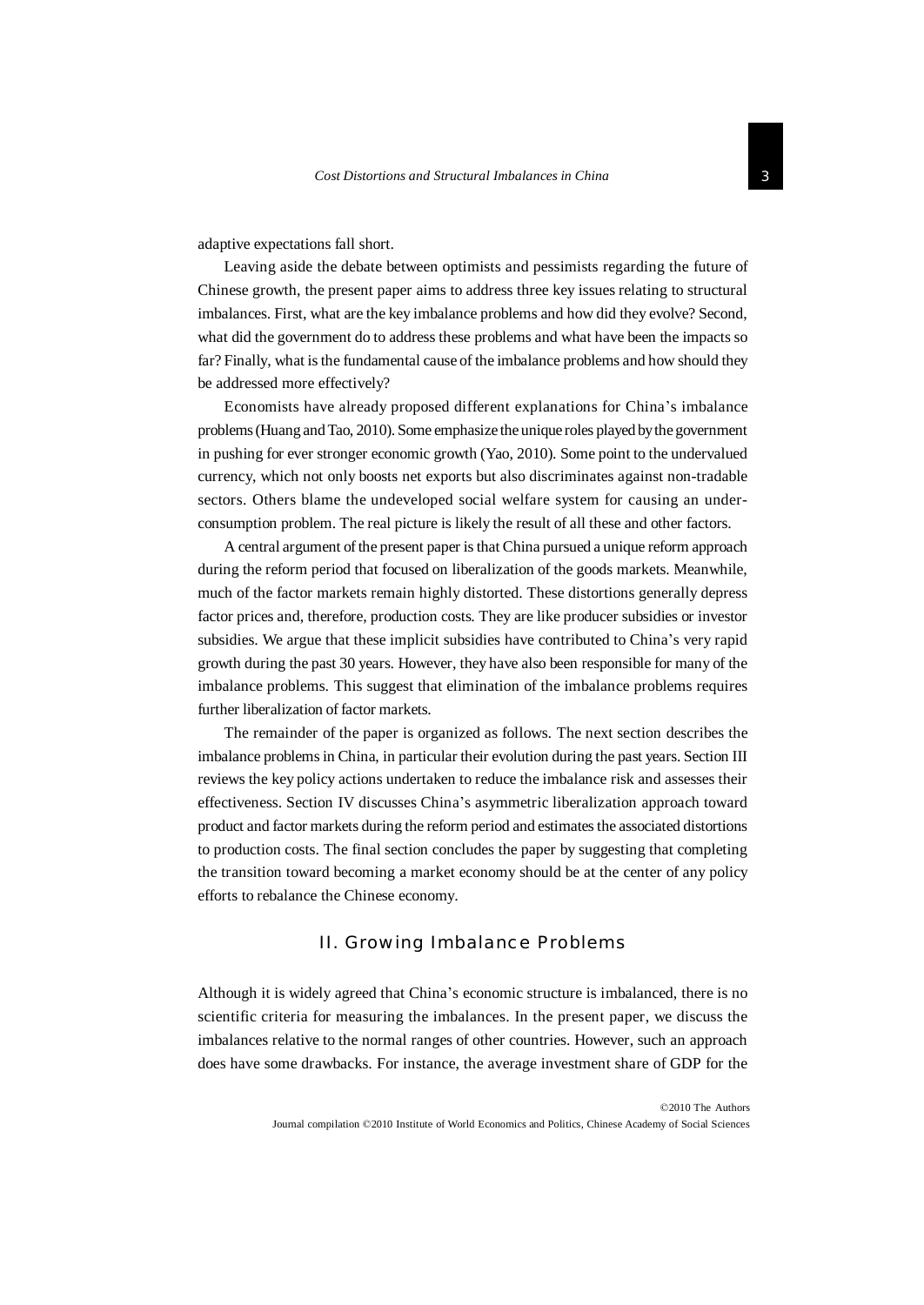adaptive expectations fall short.

Leaving aside the debate between optimists and pessimists regarding the future of Chinese growth, the present paper aims to address three key issues relating to structural imbalances. First, what are the key imbalance problems and how did they evolve? Second, what did the government do to address these problems and what have been the impacts so far? Finally, what is the fundamental cause of the imbalance problems and how should they be addressed more effectively?

Economists have already proposed different explanations for China's imbalance problems (Huang and Tao, 2010). Some emphasize the unique roles played by the government in pushing for ever stronger economic growth (Yao, 2010). Some point to the undervalued currency, which not only boosts net exports but also discriminates against non-tradable sectors. Others blame the undeveloped social welfare system for causing an under-consumption problem. The real picture is likely the result of all these and other factors.

A central argument of the present paper is that China pursued a unique reform approach during the reform period that focused on liberalization of the goods markets. Meanwhile, much of the factor markets remain highly distorted. These distortions generally depress factor prices and, therefore, production costs. They are like producer subsidies or investor subsidies. We argue that these implicit subsidies have contributed to China's very rapid growth during the past 30 years. However, they have also been responsible for many of the imbalance problems. This suggest that elimination of the imbalance problems requires further liberalization of factor markets.

The remainder of the paper is organized as follows. The next section describes the imbalance problems in China, in particular their evolution during the past years. Section III reviews the key policy actions undertaken to reduce the imbalance risk and assesses their effectiveness. Section IV discusses China's asymmetric liberalization approach toward product and factor markets during the reform period and estimates the associated distortions to production costs. The final section concludes the paper by suggesting that completing the transition toward becoming a market economy should be at the center of any policy efforts to rebalance the Chinese economy.

## II. Growing Imbalance Problems

Although it is widely agreed that China's economic structure is imbalanced, there is no scientific criteria for measuring the imbalances. In the present paper, we discuss the imbalances relative to the normal ranges of other countries. However, such an approach does have some drawbacks. For instance, the average investment share of GDP for the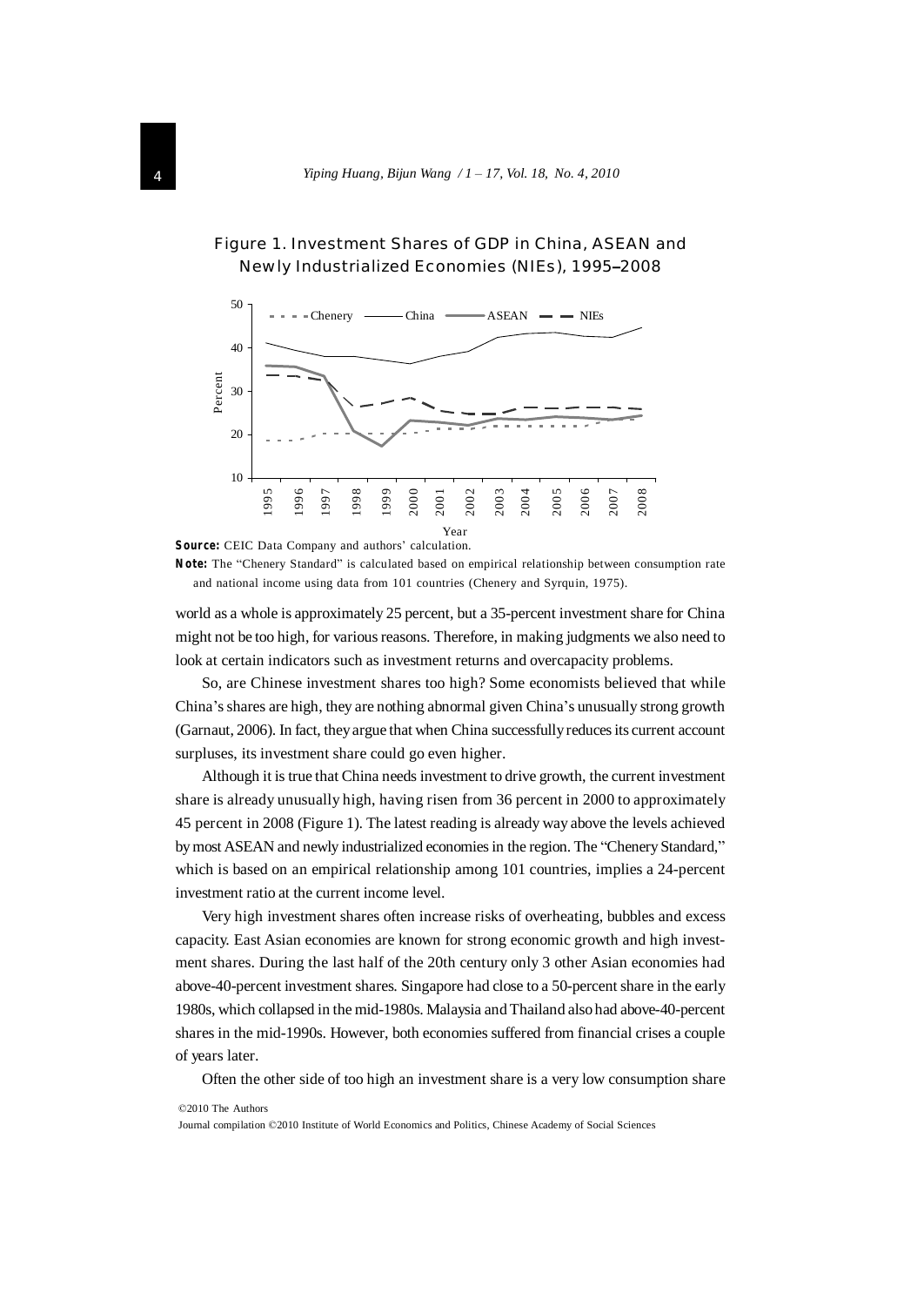Figure 1. Investment Shares of GDP in China, ASEAN and Newly Industrialized Economies (NIEs), 1995–2008

**Source:** CEIC Data Company and authors' calculation.

**Note:** The "Chenery Standard" is calculated based on empirical relationship between consumption rate and national income using data from 101 countries (Chenery and Syrquin, 1975).

world as a whole is approximately 25 percent, but a 35-percent investment share for China might not be too high, for various reasons. Therefore, in making judgments we also need to look at certain indicators such as investment returns and overcapacity problems.

So, are Chinese investment shares too high? Some economists believed that while China's shares are high, they are nothing abnormal given China's unusually strong growth (Garnaut, 2006). In fact, they argue that when China successfully reduces its current account surpluses, its investment share could go even higher.

Although it is true that China needs investment to drive growth, the current investment share is already unusually high, having risen from 36 percent in 2000 to approximately 45 percent in 2008 (Figure 1). The latest reading is already way above the levels achieved by most ASEAN and newly industrialized economies in the region. The "Chenery Standard," which is based on an empirical relationship among 101 countries, implies a 24-percent investment ratio at the current income level.

Very high investment shares often increase risks of overheating, bubbles and excess capacity. East Asian economies are known for strong economic growth and high investment shares. During the last half of the 20th century only 3 other Asian economies had above-40-percent investment shares. Singapore had close to a 50-percent share in the early 1980s, which collapsed in the mid-1980s. Malaysia and Thailand also had above-40-percent shares in the mid-1990s. However, both economies suffered from financial crises a couple of years later.

Often the other side of too high an investment share is a very low consumption share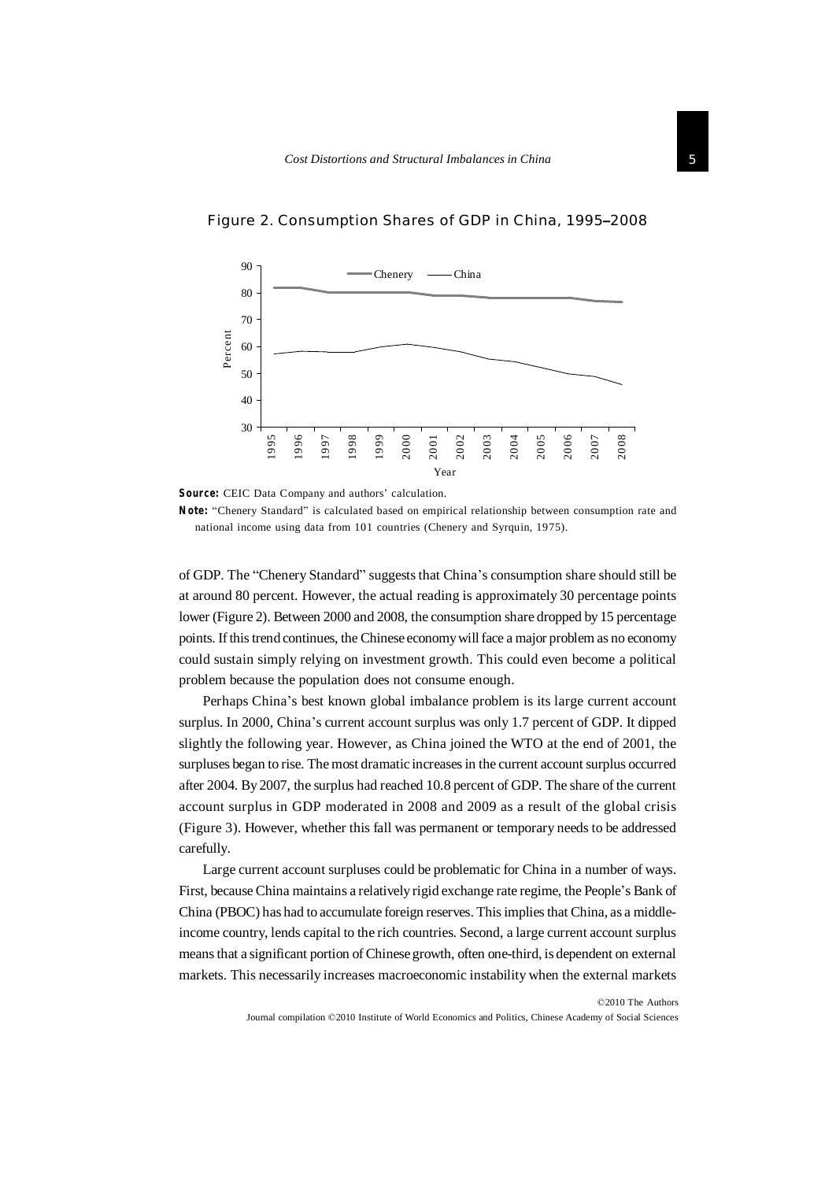Figure 2. Consumption Shares of GDP in China, 1995–2008

**Source:** CEIC Data Company and authors' calculation.

**Note:** "Chenery Standard" is calculated based on empirical relationship between consumption rate and national income using data from 101 countries (Chenery and Syrquin, 1975).

of GDP. The "Chenery Standard" suggests that China's consumption share should still be at around 80 percent. However, the actual reading is approximately 30 percentage points lower (Figure 2). Between 2000 and 2008, the consumption share dropped by 15 percentage points. If this trend continues, the Chinese economy will face a major problem as no economy could sustain simply relying on investment growth. This could even become a political problem because the population does not consume enough.

Perhaps China's best known global imbalance problem is its large current account surplus. In 2000, China's current account surplus was only 1.7 percent of GDP. It dipped slightly the following year. However, as China joined the WTO at the end of 2001, the surpluses began to rise. The most dramatic increases in the current account surplus occurred after 2004. By 2007, the surplus had reached 10.8 percent of GDP. The share of the current account surplus in GDP moderated in 2008 and 2009 as a result of the global crisis (Figure 3). However, whether this fall was permanent or temporary needs to be addressed carefully.

Large current account surpluses could be problematic for China in a number of ways. First, because China maintains a relatively rigid exchange rate regime, the People's Bank of China (PBOC) has had to accumulate foreign reserves. This implies that China, as a middle-income country, lends capital to the rich countries. Second, a large current account surplus means that a significant portion of Chinese growth, often one-third, is dependent on external markets. This necessarily increases macroeconomic instability when the external markets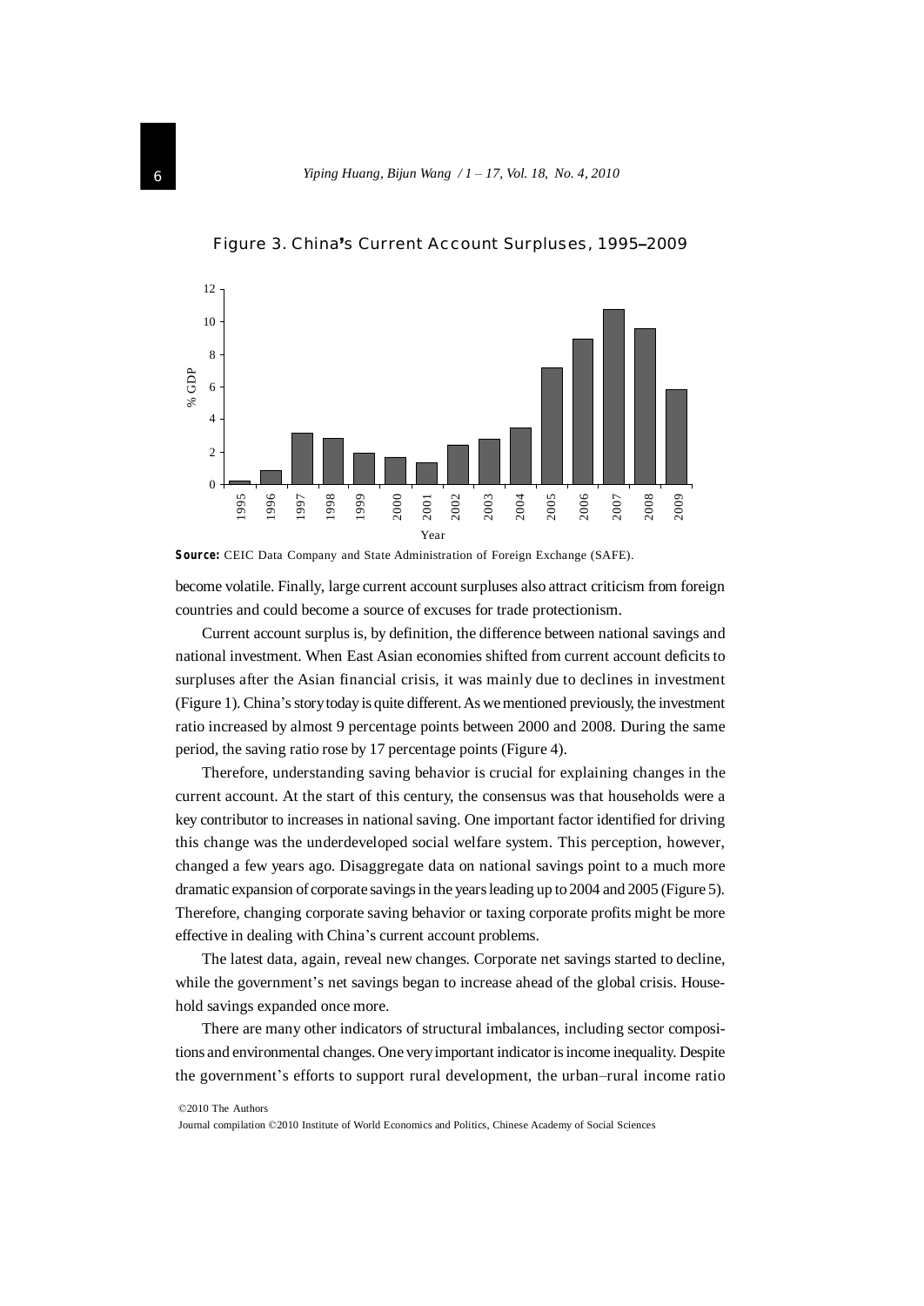Figure 3. China's Current Account Surpluses, 1995–2009

**Source:** CEIC Data Company and State Administration of Foreign Exchange (SAFE).

become volatile. Finally, large current account surpluses also attract criticism from foreign countries and could become a source of excuses for trade protectionism.

Current account surplus is, by definition, the difference between national savings and national investment. When East Asian economies shifted from current account deficits to surpluses after the Asian financial crisis, it was mainly due to declines in investment (Figure 1). China's story today is quite different. As we mentioned previously, the investment ratio increased by almost 9 percentage points between 2000 and 2008. During the same period, the saving ratio rose by 17 percentage points (Figure 4).

Therefore, understanding saving behavior is crucial for explaining changes in the current account. At the start of this century, the consensus was that households were a key contributor to increases in national saving. One important factor identified for driving this change was the underdeveloped social welfare system. This perception, however, changed a few years ago. Disaggregate data on national savings point to a much more dramatic expansion of corporate savings in the years leading up to 2004 and 2005 (Figure 5). Therefore, changing corporate saving behavior or taxing corporate profits might be more effective in dealing with China's current account problems.

The latest data, again, reveal new changes. Corporate net savings started to decline, while the government's net savings began to increase ahead of the global crisis. Household savings expanded once more.

There are many other indicators of structural imbalances, including sector compositions and environmental changes. One very important indicator is income inequality. Despite the government's efforts to support rural development, the urban–rural income ratio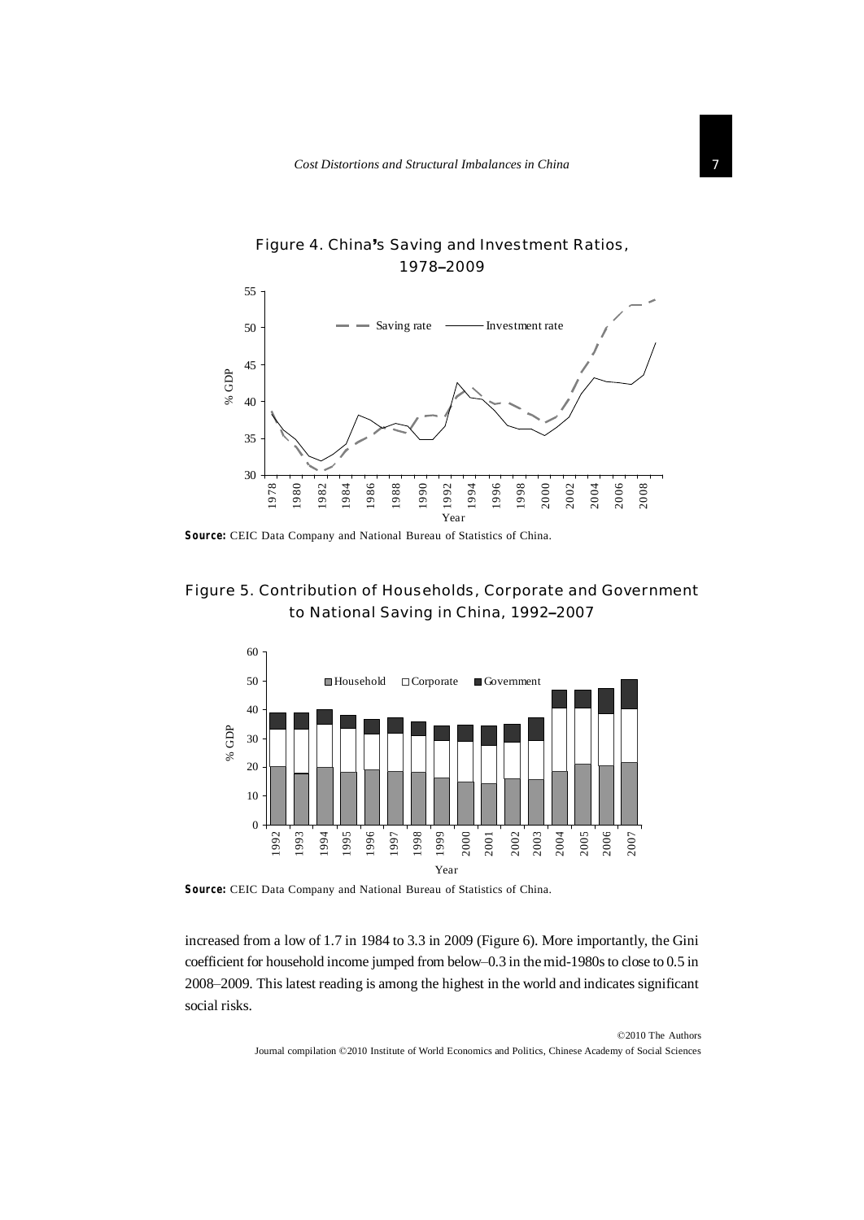**Figure 4. China's Saving and Investment Ratios, 1978–2009**

**Source:** CEIC Data Company and National Bureau of Statistics of China.

**Figure 5. Contribution of Households, Corporate and Government to National Saving in China, 1992–2007**

**Source:** CEIC Data Company and National Bureau of Statistics of China.

increased from a low of 1.7 in 1984 to 3.3 in 2009 (Figure 6). More importantly, the Gini coefficient for household income jumped from below–0.3 in the mid-1980s to close to 0.5 in 2008–2009. This latest reading is among the highest in the world and indicates significant social risks.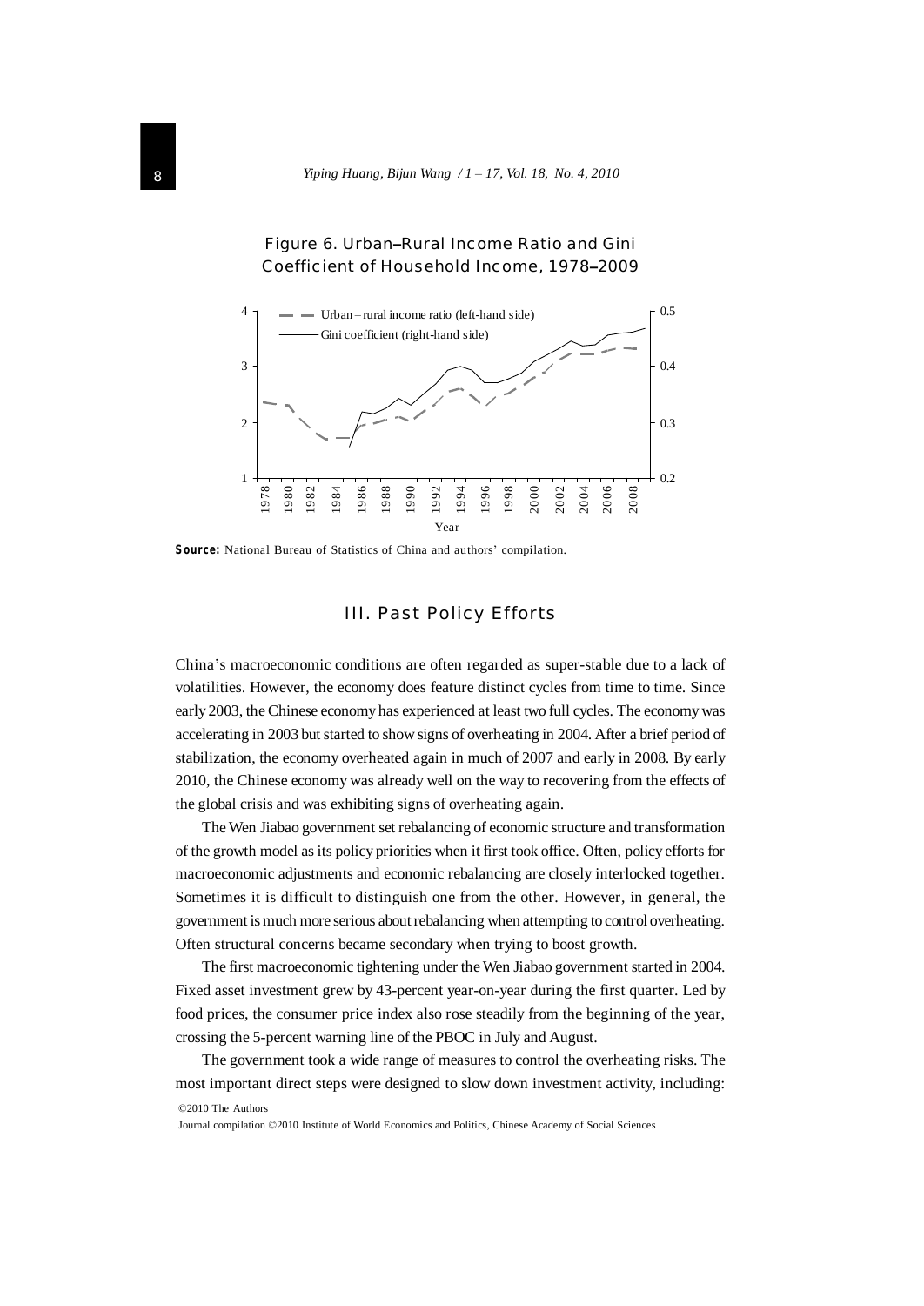Figure 6. Urban–Rural Income Ratio and Gini Coefficient of Household Income, 1978–2009

**Source:** National Bureau of Statistics of China and authors' compilation.

## III. Past Policy Efforts

China's macroeconomic conditions are often regarded as super-stable due to a lack of volatilities. However, the economy does feature distinct cycles from time to time. Since early 2003, the Chinese economy has experienced at least two full cycles. The economy was accelerating in 2003 but started to show signs of overheating in 2004. After a brief period of stabilization, the economy overheated again in much of 2007 and early in 2008. By early 2010, the Chinese economy was already well on the way to recovering from the effects of the global crisis and was exhibiting signs of overheating again.

The Wen Jiabao government set rebalancing of economic structure and transformation of the growth model as its policy priorities when it first took office. Often, policy efforts for macroeconomic adjustments and economic rebalancing are closely interlocked together. Sometimes it is difficult to distinguish one from the other. However, in general, the government is much more serious about rebalancing when attempting to control overheating. Often structural concerns became secondary when trying to boost growth.

The first macroeconomic tightening under the Wen Jiabao government started in 2004. Fixed asset investment grew by 43-percent year-on-year during the first quarter. Led by food prices, the consumer price index also rose steadily from the beginning of the year, crossing the 5-percent warning line of the PBOC in July and August.

The government took a wide range of measures to control the overheating risks. The most important direct steps were designed to slow down investment activity, including: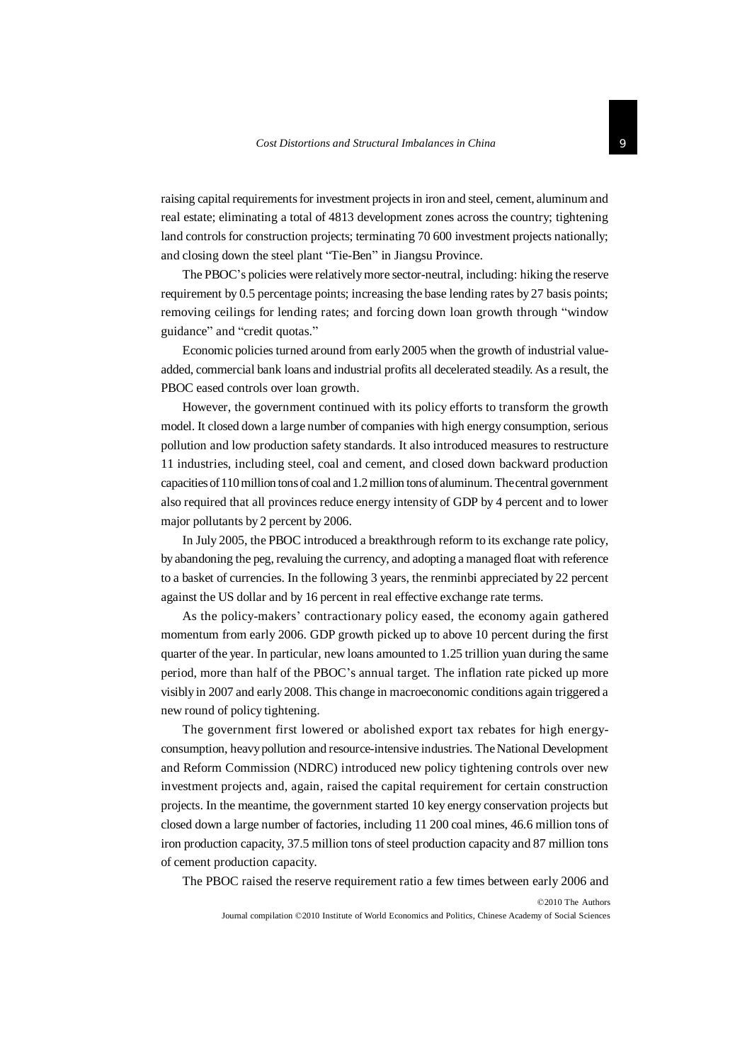raising capital requirements for investment projects in iron and steel, cement, aluminum and real estate; eliminating a total of 4813 development zones across the country; tightening land controls for construction projects; terminating 70 600 investment projects nationally; and closing down the steel plant "Tie-Ben" in Jiangsu Province.

The PBOC's policies were relatively more sector-neutral, including: hiking the reserve requirement by 0.5 percentage points; increasing the base lending rates by 27 basis points; removing ceilings for lending rates; and forcing down loan growth through "window guidance" and "credit quotas."

Economic policies turned around from early 2005 when the growth of industrial value-added, commercial bank loans and industrial profits all decelerated steadily. As a result, the PBOC eased controls over loan growth.

However, the government continued with its policy efforts to transform the growth model. It closed down a large number of companies with high energy consumption, serious pollution and low production safety standards. It also introduced measures to restructure 11 industries, including steel, coal and cement, and closed down backward production capacities of 110 million tons of coal and 1.2 million tons of aluminum. The central government also required that all provinces reduce energy intensity of GDP by 4 percent and to lower major pollutants by 2 percent by 2006.

In July 2005, the PBOC introduced a breakthrough reform to its exchange rate policy, by abandoning the peg, revaluing the currency, and adopting a managed float with reference to a basket of currencies. In the following 3 years, the renminbi appreciated by 22 percent against the US dollar and by 16 percent in real effective exchange rate terms.

As the policy-makers' contractionary policy eased, the economy again gathered momentum from early 2006. GDP growth picked up to above 10 percent during the first quarter of the year. In particular, new loans amounted to 1.25 trillion yuan during the same period, more than half of the PBOC's annual target. The inflation rate picked up more visibly in 2007 and early 2008. This change in macroeconomic conditions again triggered a new round of policy tightening.

The government first lowered or abolished export tax rebates for high energy-consumption, heavy pollution and resource-intensive industries. The National Development and Reform Commission (NDRC) introduced new policy tightening controls over new investment projects and, again, raised the capital requirement for certain construction projects. In the meantime, the government started 10 key energy conservation projects but closed down a large number of factories, including 11 200 coal mines, 46.6 million tons of iron production capacity, 37.5 million tons of steel production capacity and 87 million tons of cement production capacity.

The PBOC raised the reserve requirement ratio a few times between early 2006 and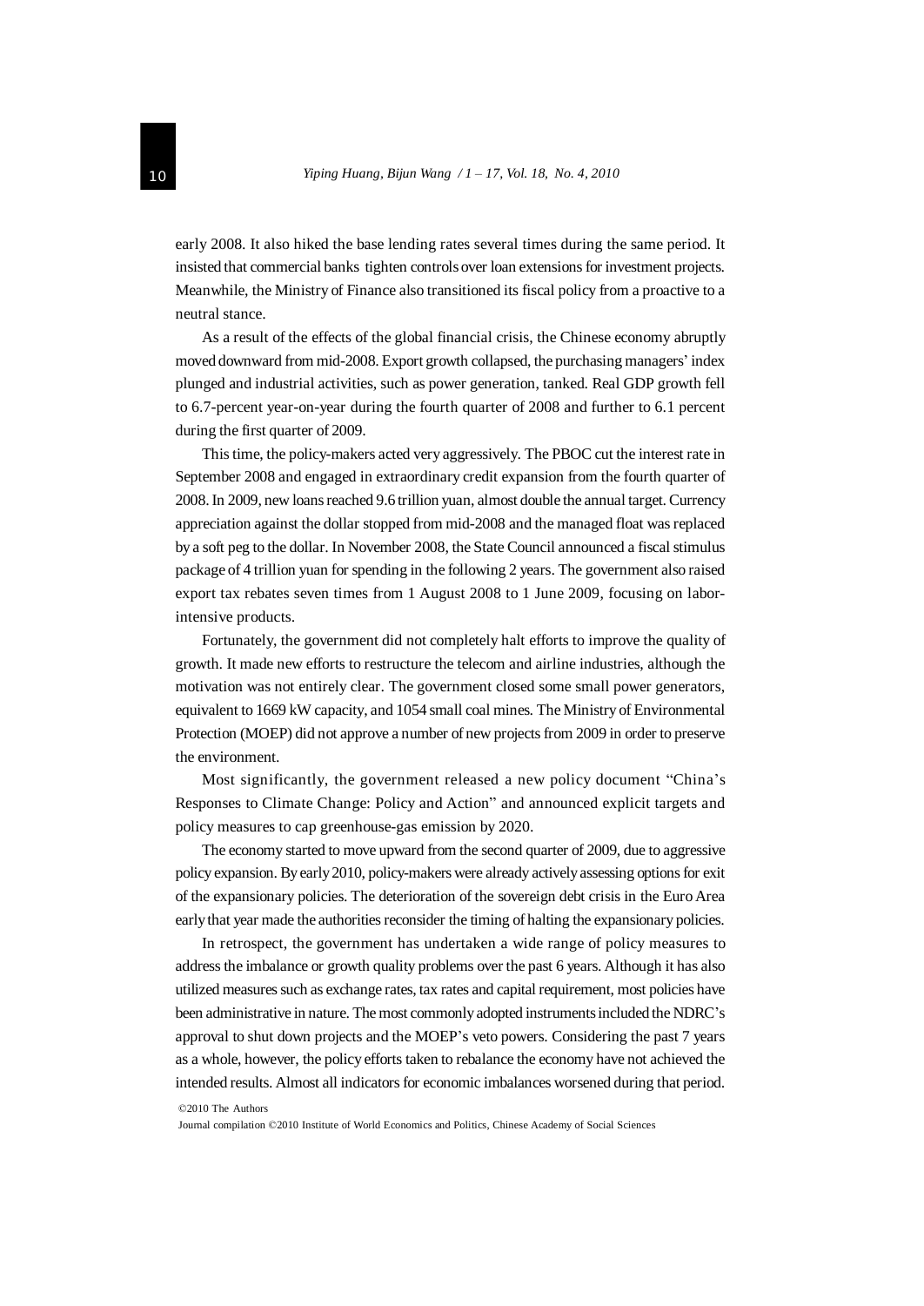early 2008. It also hiked the base lending rates several times during the same period. It insisted that commercial banks tighten controls over loan extensions for investment projects. Meanwhile, the Ministry of Finance also transitioned its fiscal policy from a proactive to a neutral stance.

As a result of the effects of the global financial crisis, the Chinese economy abruptly moved downward from mid-2008. Export growth collapsed, the purchasing managers' index plunged and industrial activities, such as power generation, tanked. Real GDP growth fell to 6.7-percent year-on-year during the fourth quarter of 2008 and further to 6.1 percent during the first quarter of 2009.

This time, the policy-makers acted very aggressively. The PBOC cut the interest rate in September 2008 and engaged in extraordinary credit expansion from the fourth quarter of 2008. In 2009, new loans reached 9.6 trillion yuan, almost double the annual target. Currency appreciation against the dollar stopped from mid-2008 and the managed float was replaced by a soft peg to the dollar. In November 2008, the State Council announced a fiscal stimulus package of 4 trillion yuan for spending in the following 2 years. The government also raised export tax rebates seven times from 1 August 2008 to 1 June 2009, focusing on labor-intensive products.

Fortunately, the government did not completely halt efforts to improve the quality of growth. It made new efforts to restructure the telecom and airline industries, although the motivation was not entirely clear. The government closed some small power generators, equivalent to 1669 kW capacity, and 1054 small coal mines. The Ministry of Environmental Protection (MOEP) did not approve a number of new projects from 2009 in order to preserve the environment.

Most significantly, the government released a new policy document "China's Responses to Climate Change: Policy and Action" and announced explicit targets and policy measures to cap greenhouse-gas emission by 2020.

The economy started to move upward from the second quarter of 2009, due to aggressive policy expansion. By early 2010, policy-makers were already actively assessing options for exit of the expansionary policies. The deterioration of the sovereign debt crisis in the Euro Area early that year made the authorities reconsider the timing of halting the expansionary policies.

In retrospect, the government has undertaken a wide range of policy measures to address the imbalance or growth quality problems over the past 6 years. Although it has also utilized measures such as exchange rates, tax rates and capital requirement, most policies have been administrative in nature. The most commonly adopted instruments included the NDRC's approval to shut down projects and the MOEP's veto powers. Considering the past 7 years as a whole, however, the policy efforts taken to rebalance the economy have not achieved the intended results. Almost all indicators for economic imbalances worsened during that period.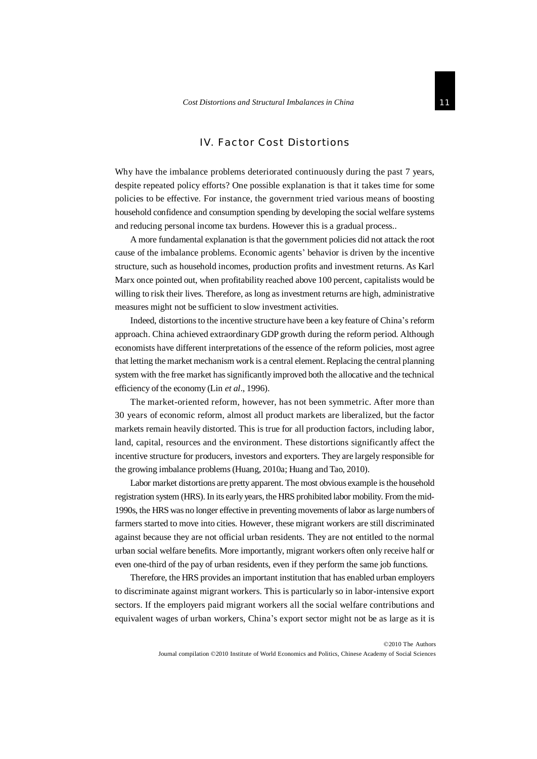## IV. Factor Cost Distortions

Why have the imbalance problems deteriorated continuously during the past 7 years, despite repeated policy efforts? One possible explanation is that it takes time for some policies to be effective. For instance, the government tried various means of boosting household confidence and consumption spending by developing the social welfare systems and reducing personal income tax burdens. However this is a gradual process..

A more fundamental explanation is that the government policies did not attack the root cause of the imbalance problems. Economic agents' behavior is driven by the incentive structure, such as household incomes, production profits and investment returns. As Karl Marx once pointed out, when profitability reached above 100 percent, capitalists would be willing to risk their lives. Therefore, as long as investment returns are high, administrative measures might not be sufficient to slow investment activities.

Indeed, distortions to the incentive structure have been a key feature of China's reform approach. China achieved extraordinary GDP growth during the reform period. Although economists have different interpretations of the essence of the reform policies, most agree that letting the market mechanism work is a central element. Replacing the central planning system with the free market has significantly improved both the allocative and the technical efficiency of the economy (Lin *et al*., 1996).

The market-oriented reform, however, has not been symmetric. After more than 30 years of economic reform, almost all product markets are liberalized, but the factor markets remain heavily distorted. This is true for all production factors, including labor, land, capital, resources and the environment. These distortions significantly affect the incentive structure for producers, investors and exporters. They are largely responsible for the growing imbalance problems (Huang, 2010a; Huang and Tao, 2010).

Labor market distortions are pretty apparent. The most obvious example is the household registration system (HRS). In its early years, the HRS prohibited labor mobility. From the mid-1990s, the HRS was no longer effective in preventing movements of labor as large numbers of farmers started to move into cities. However, these migrant workers are still discriminated against because they are not official urban residents. They are not entitled to the normal urban social welfare benefits. More importantly, migrant workers often only receive half or even one-third of the pay of urban residents, even if they perform the same job functions.

Therefore, the HRS provides an important institution that has enabled urban employers to discriminate against migrant workers. This is particularly so in labor-intensive export sectors. If the employers paid migrant workers all the social welfare contributions and equivalent wages of urban workers, China's export sector might not be as large as it is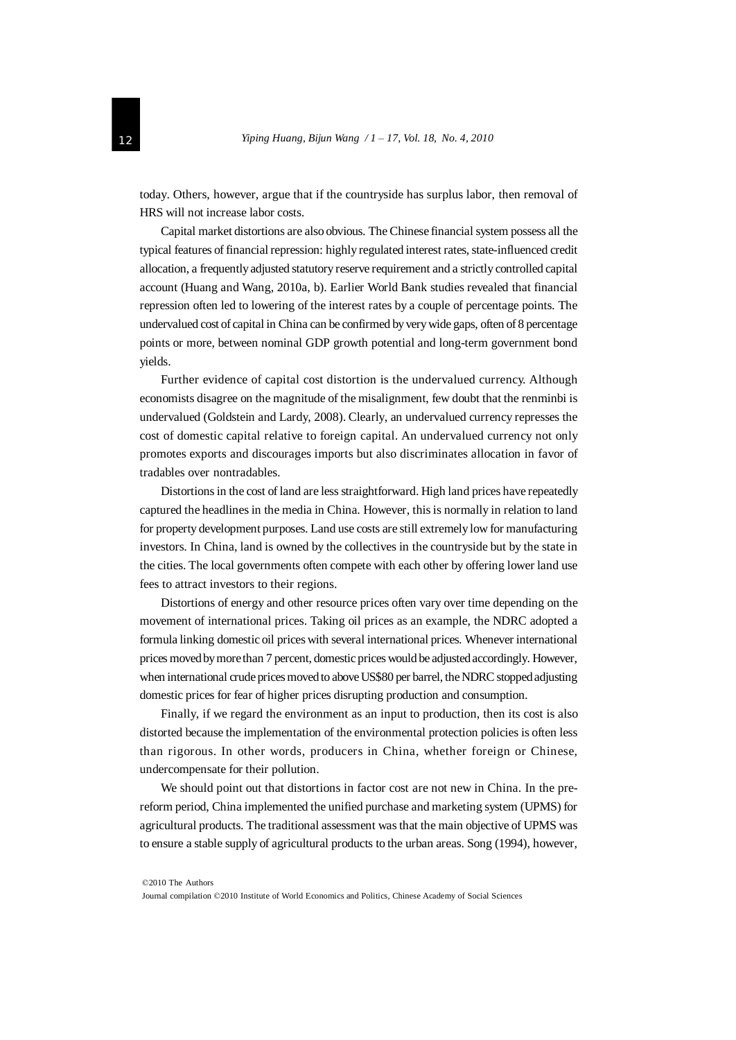today. Others, however, argue that if the countryside has surplus labor, then removal of HRS will not increase labor costs.

Capital market distortions are also obvious. The Chinese financial system possess all the typical features of financial repression: highly regulated interest rates, state-influenced credit allocation, a frequently adjusted statutory reserve requirement and a strictly controlled capital account (Huang and Wang, 2010a, b). Earlier World Bank studies revealed that financial repression often led to lowering of the interest rates by a couple of percentage points. The undervalued cost of capital in China can be confirmed by very wide gaps, often of 8 percentage points or more, between nominal GDP growth potential and long-term government bond yields.

Further evidence of capital cost distortion is the undervalued currency. Although economists disagree on the magnitude of the misalignment, few doubt that the renminbi is undervalued (Goldstein and Lardy, 2008). Clearly, an undervalued currency represses the cost of domestic capital relative to foreign capital. An undervalued currency not only promotes exports and discourages imports but also discriminates allocation in favor of tradables over nontradables.

Distortions in the cost of land are less straightforward. High land prices have repeatedly captured the headlines in the media in China. However, this is normally in relation to land for property development purposes. Land use costs are still extremely low for manufacturing investors. In China, land is owned by the collectives in the countryside but by the state in the cities. The local governments often compete with each other by offering lower land use fees to attract investors to their regions.

Distortions of energy and other resource prices often vary over time depending on the movement of international prices. Taking oil prices as an example, the NDRC adopted a formula linking domestic oil prices with several international prices. Whenever international prices moved by more than 7 percent, domestic prices would be adjusted accordingly. However, when international crude prices moved to above US$80 per barrel, the NDRC stopped adjusting domestic prices for fear of higher prices disrupting production and consumption.

Finally, if we regard the environment as an input to production, then its cost is also distorted because the implementation of the environmental protection policies is often less than rigorous. In other words, producers in China, whether foreign or Chinese, undercompensate for their pollution.

We should point out that distortions in factor cost are not new in China. In the pre-reform period, China implemented the unified purchase and marketing system (UPMS) for agricultural products. The traditional assessment was that the main objective of UPMS was to ensure a stable supply of agricultural products to the urban areas. Song (1994), however,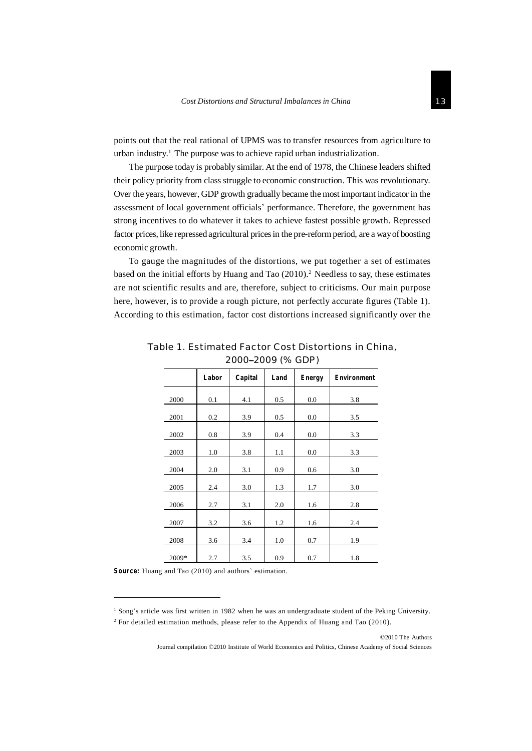points out that the real rational of UPMS was to transfer resources from agriculture to urban industry.[1] The purpose was to achieve rapid urban industrialization.

The purpose today is probably similar. At the end of 1978, the Chinese leaders shifted their policy priority from class struggle to economic construction. This was revolutionary. Over the years, however, GDP growth gradually became the most important indicator in the assessment of local government officials' performance. Therefore, the government has strong incentives to do whatever it takes to achieve fastest possible growth. Repressed factor prices, like repressed agricultural prices in the pre-reform period, are a way of boosting economic growth.

To gauge the magnitudes of the distortions, we put together a set of estimates based on the initial efforts by Huang and Tao (2010).[2] Needless to say, these estimates are not scientific results and are, therefore, subject to criticisms. Our main purpose here, however, is to provide a rough picture, not perfectly accurate figures (Table 1). According to this estimation, factor cost distortions increased significantly over the

**Table 1. Estimated Factor Cost Distortions in China, 2000–2009 (% GDP)**

| | Labor | Capital | Land | Energy | Environment |
|---|---|---|---|---|---|
| 2000 | 0.1 | 4.1 | 0.5 | 0.0 | 3.8 |
| 2001 | 0.2 | 3.9 | 0.5 | 0.0 | 3.5 |
| 2002 | 0.8 | 3.9 | 0.4 | 0.0 | 3.3 |
| 2003 | 1.0 | 3.8 | 1.1 | 0.0 | 3.3 |
| 2004 | 2.0 | 3.1 | 0.9 | 0.6 | 3.0 |
| 2005 | 2.4 | 3.0 | 1.3 | 1.7 | 3.0 |
| 2006 | 2.7 | 3.1 | 2.0 | 1.6 | 2.8 |
| 2007 | 3.2 | 3.6 | 1.2 | 1.6 | 2.4 |
| 2008 | 3.6 | 3.4 | 1.0 | 0.7 | 1.9 |
| 2009* | 2.7 | 3.5 | 0.9 | 0.7 | 1.8 |

**Source:** Huang and Tao (2010) and authors' estimation.

[1] Song's article was first written in 1982 when he was an undergraduate student of the Peking University.

[2] For detailed estimation methods, please refer to the Appendix of Huang and Tao (2010).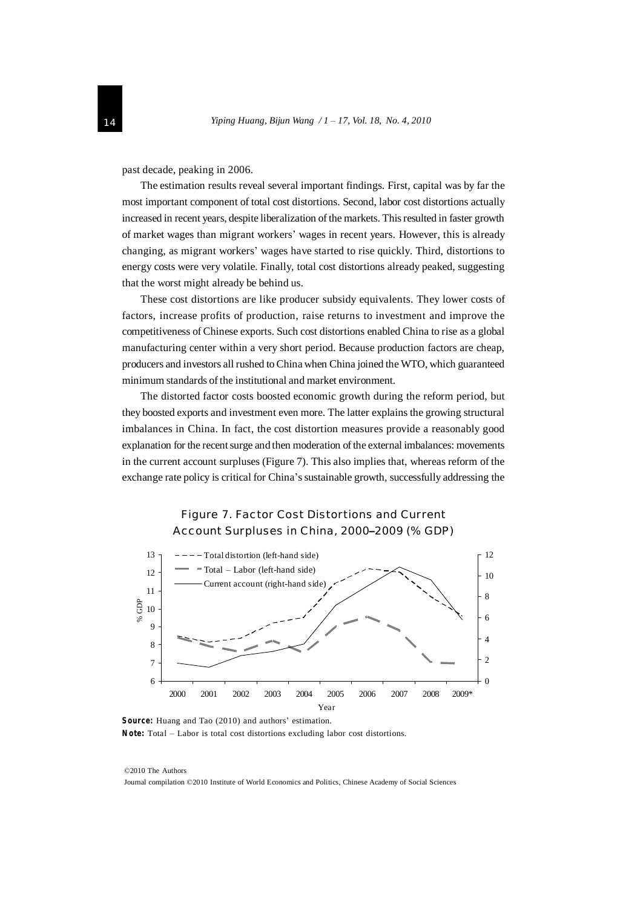past decade, peaking in 2006.

The estimation results reveal several important findings. First, capital was by far the most important component of total cost distortions. Second, labor cost distortions actually increased in recent years, despite liberalization of the markets. This resulted in faster growth of market wages than migrant workers' wages in recent years. However, this is already changing, as migrant workers' wages have started to rise quickly. Third, distortions to energy costs were very volatile. Finally, total cost distortions already peaked, suggesting that the worst might already be behind us.

These cost distortions are like producer subsidy equivalents. They lower costs of factors, increase profits of production, raise returns to investment and improve the competitiveness of Chinese exports. Such cost distortions enabled China to rise as a global manufacturing center within a very short period. Because production factors are cheap, producers and investors all rushed to China when China joined the WTO, which guaranteed minimum standards of the institutional and market environment.

The distorted factor costs boosted economic growth during the reform period, but they boosted exports and investment even more. The latter explains the growing structural imbalances in China. In fact, the cost distortion measures provide a reasonably good explanation for the recent surge and then moderation of the external imbalances: movements in the current account surpluses (Figure 7). This also implies that, whereas reform of the exchange rate policy is critical for China's sustainable growth, successfully addressing the

**Figure 7. Factor Cost Distortions and Current Account Surpluses in China, 2000–2009 (% GDP)**

**Source:** Huang and Tao (2010) and authors' estimation.

**Note:** Total – Labor is total cost distortions excluding labor cost distortions.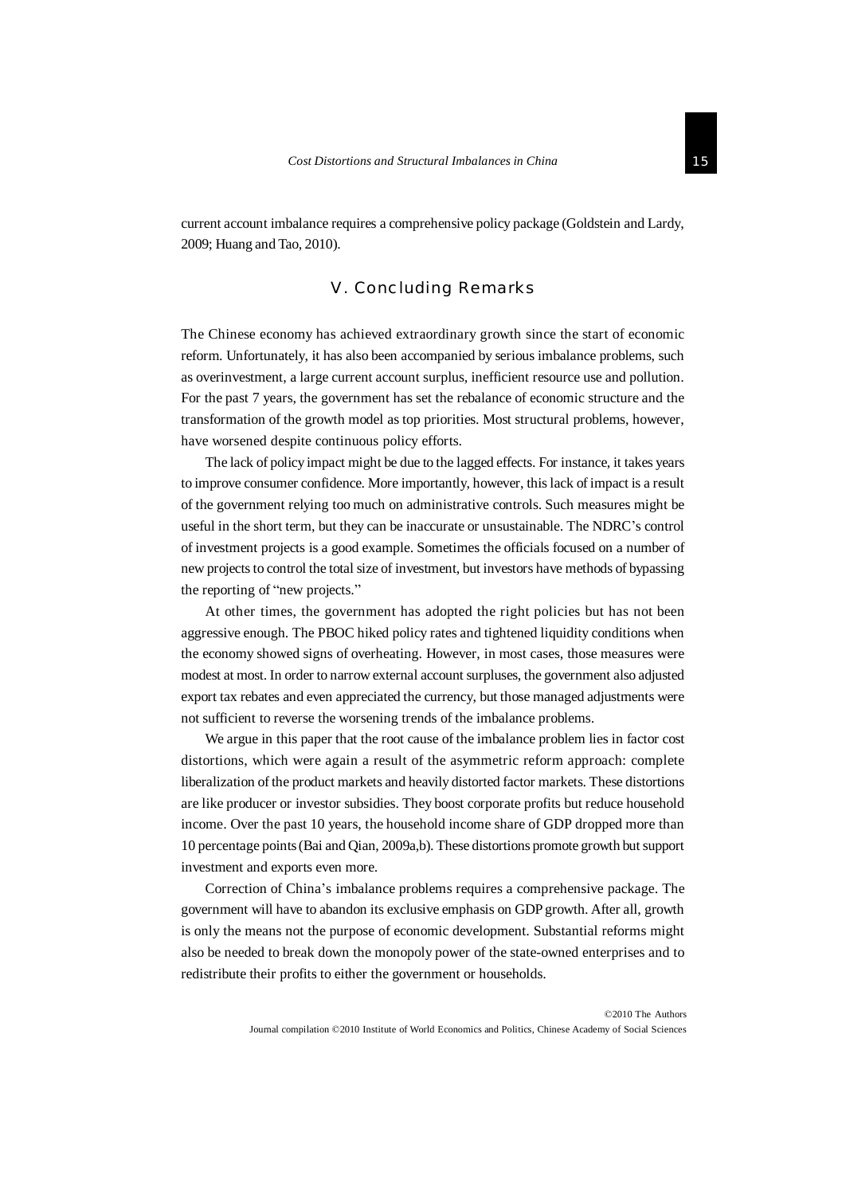current account imbalance requires a comprehensive policy package (Goldstein and Lardy, 2009; Huang and Tao, 2010).

## V. Concluding Remarks

The Chinese economy has achieved extraordinary growth since the start of economic reform. Unfortunately, it has also been accompanied by serious imbalance problems, such as overinvestment, a large current account surplus, inefficient resource use and pollution. For the past 7 years, the government has set the rebalance of economic structure and the transformation of the growth model as top priorities. Most structural problems, however, have worsened despite continuous policy efforts.

The lack of policy impact might be due to the lagged effects. For instance, it takes years to improve consumer confidence. More importantly, however, this lack of impact is a result of the government relying too much on administrative controls. Such measures might be useful in the short term, but they can be inaccurate or unsustainable. The NDRC's control of investment projects is a good example. Sometimes the officials focused on a number of new projects to control the total size of investment, but investors have methods of bypassing the reporting of "new projects."

At other times, the government has adopted the right policies but has not been aggressive enough. The PBOC hiked policy rates and tightened liquidity conditions when the economy showed signs of overheating. However, in most cases, those measures were modest at most. In order to narrow external account surpluses, the government also adjusted export tax rebates and even appreciated the currency, but those managed adjustments were not sufficient to reverse the worsening trends of the imbalance problems.

We argue in this paper that the root cause of the imbalance problem lies in factor cost distortions, which were again a result of the asymmetric reform approach: complete liberalization of the product markets and heavily distorted factor markets. These distortions are like producer or investor subsidies. They boost corporate profits but reduce household income. Over the past 10 years, the household income share of GDP dropped more than 10 percentage points (Bai and Qian, 2009a,b). These distortions promote growth but support investment and exports even more.

Correction of China's imbalance problems requires a comprehensive package. The government will have to abandon its exclusive emphasis on GDP growth. After all, growth is only the means not the purpose of economic development. Substantial reforms might also be needed to break down the monopoly power of the state-owned enterprises and to redistribute their profits to either the government or households.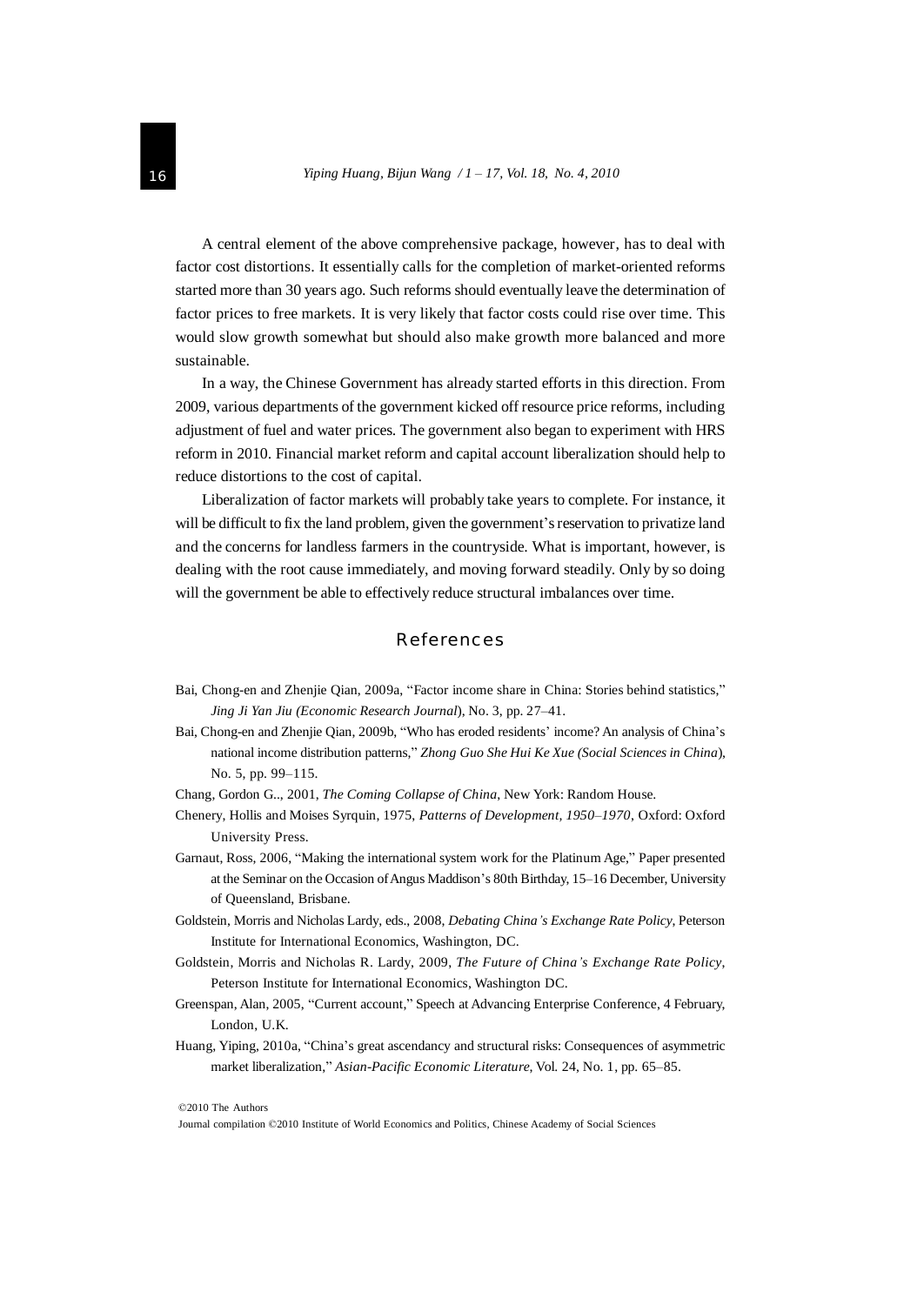A central element of the above comprehensive package, however, has to deal with factor cost distortions. It essentially calls for the completion of market-oriented reforms started more than 30 years ago. Such reforms should eventually leave the determination of factor prices to free markets. It is very likely that factor costs could rise over time. This would slow growth somewhat but should also make growth more balanced and more sustainable.

In a way, the Chinese Government has already started efforts in this direction. From 2009, various departments of the government kicked off resource price reforms, including adjustment of fuel and water prices. The government also began to experiment with HRS reform in 2010. Financial market reform and capital account liberalization should help to reduce distortions to the cost of capital.

Liberalization of factor markets will probably take years to complete. For instance, it will be difficult to fix the land problem, given the government's reservation to privatize land and the concerns for landless farmers in the countryside. What is important, however, is dealing with the root cause immediately, and moving forward steadily. Only by so doing will the government be able to effectively reduce structural imbalances over time.

## References

Bai, Chong-en and Zhenjie Qian, 2009a, "Factor income share in China: Stories behind statistics," *Jing Ji Yan Jiu (Economic Research Journal*), No. 3, pp. 27–41.

Bai, Chong-en and Zhenjie Qian, 2009b, "Who has eroded residents' income? An analysis of China's national income distribution patterns," *Zhong Guo She Hui Ke Xue (Social Sciences in China*), No. 5, pp. 99–115.

Chang, Gordon G.., 2001, *The Coming Collapse of China*, New York: Random House.

Chenery, Hollis and Moises Syrquin, 1975, *Patterns of Development, 1950–1970*, Oxford: Oxford University Press.

Garnaut, Ross, 2006, "Making the international system work for the Platinum Age," Paper presented at the Seminar on the Occasion of Angus Maddison's 80th Birthday, 15–16 December, University of Queensland, Brisbane.

Goldstein, Morris and Nicholas Lardy, eds., 2008, *Debating China's Exchange Rate Policy*, Peterson Institute for International Economics, Washington, DC.

Goldstein, Morris and Nicholas R. Lardy, 2009, *The Future of China's Exchange Rate Policy*, Peterson Institute for International Economics, Washington DC.

Greenspan, Alan, 2005, "Current account," Speech at Advancing Enterprise Conference, 4 February, London, U.K.

Huang, Yiping, 2010a, "China's great ascendancy and structural risks: Consequences of asymmetric market liberalization," *Asian-Pacific Economic Literature*, Vol. 24, No. 1, pp. 65–85.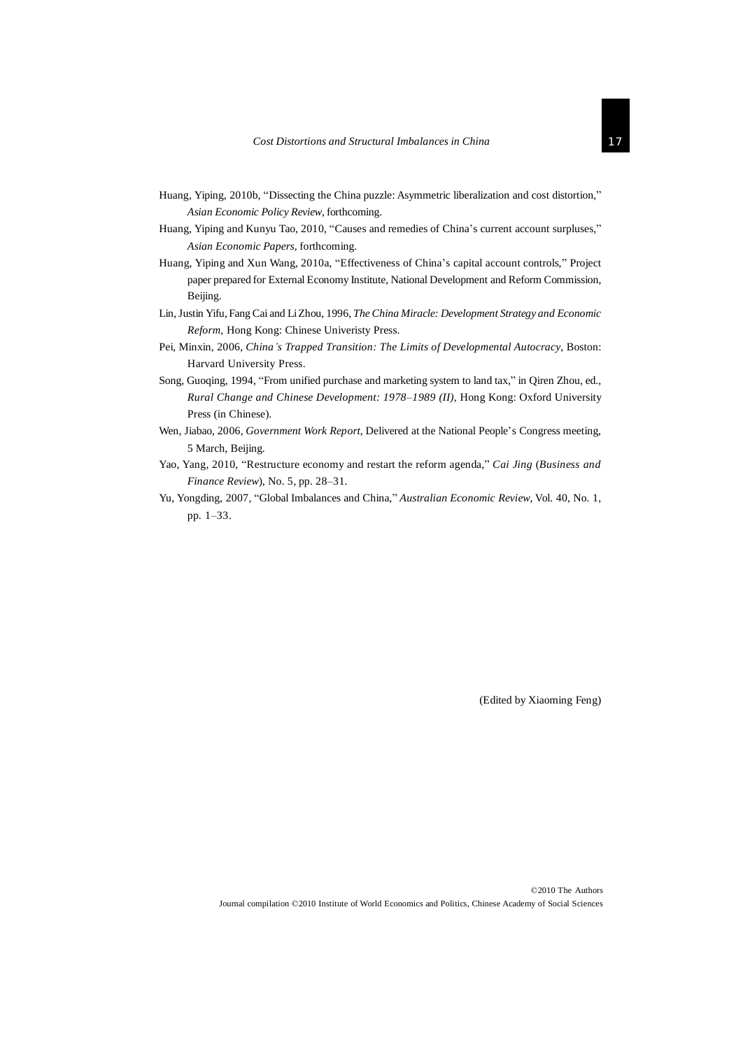Huang, Yiping, 2010b, "Dissecting the China puzzle: Asymmetric liberalization and cost distortion," *Asian Economic Policy Review*, forthcoming.

Huang, Yiping and Kunyu Tao, 2010, "Causes and remedies of China's current account surpluses," *Asian Economic Papers*, forthcoming.

Huang, Yiping and Xun Wang, 2010a, "Effectiveness of China's capital account controls," Project paper prepared for External Economy Institute, National Development and Reform Commission, Beijing.

Lin, Justin Yifu, Fang Cai and Li Zhou, 1996, *The China Miracle: Development Strategy and Economic Reform*, Hong Kong: Chinese Univeristy Press.

Pei, Minxin, 2006, *China's Trapped Transition: The Limits of Developmental Autocracy*, Boston: Harvard University Press.

Song, Guoqing, 1994, "From unified purchase and marketing system to land tax," in Qiren Zhou, ed., *Rural Change and Chinese Development: 1978–1989 (II)*, Hong Kong: Oxford University Press (in Chinese).

Wen, Jiabao, 2006, *Government Work Report*, Delivered at the National People's Congress meeting, 5 March, Beijing.

Yao, Yang, 2010, "Restructure economy and restart the reform agenda," *Cai Jing* (*Business and Finance Review*), No. 5, pp. 28–31.

Yu, Yongding, 2007, "Global Imbalances and China," *Australian Economic Review*, Vol. 40, No. 1, pp. 1–33.

(Edited by Xiaoming Feng)

©2010 The Authors
Journal compilation ©2010 Institute of World Economics and Politics, Chinese Academy of Social Sciences